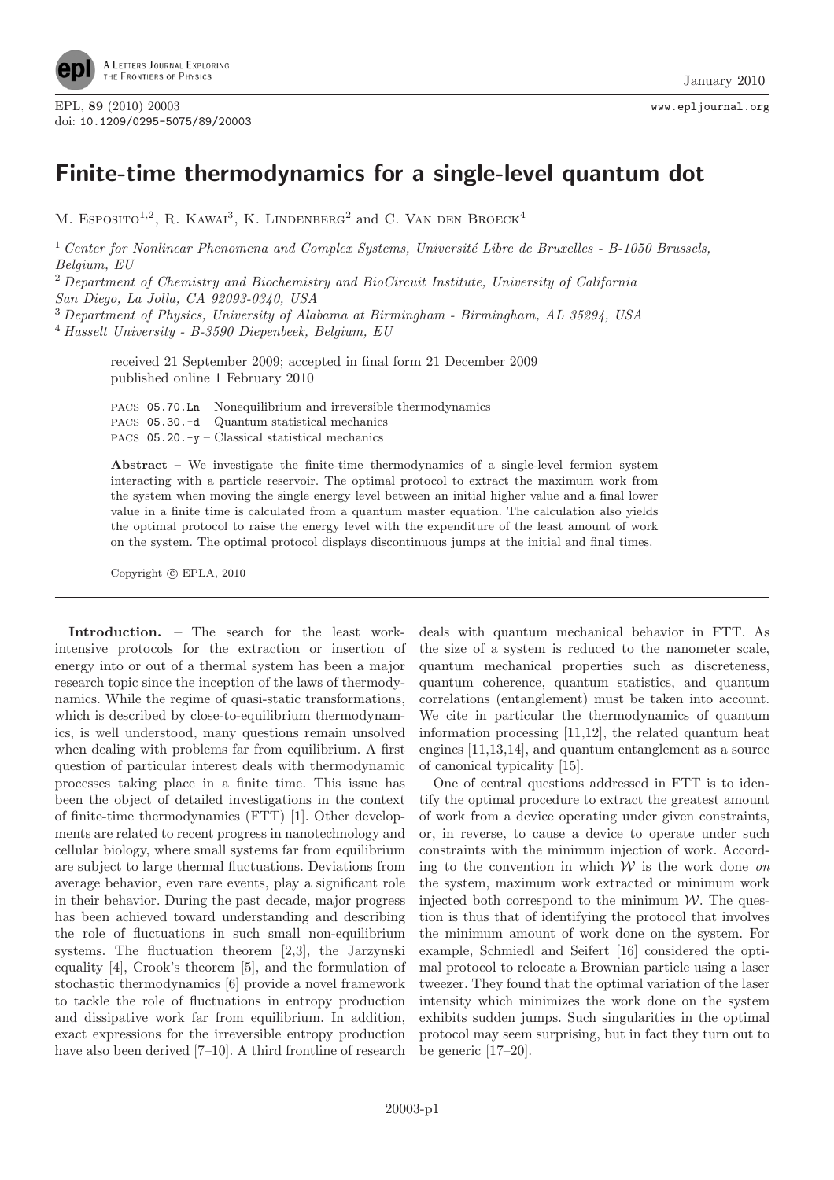# Finite-time thermodynamics for a single-level quantum dot

M. Esposito[1,2], R. Kawai[3], K. Lindenberg[2] and C. Van den Broeck[4]

[1] *Center for Nonlinear Phenomena and Complex Systems, Université Libre de Bruxelles - B-1050 Brussels, Belgium, EU*
[2] *Department of Chemistry and Biochemistry and BioCircuit Institute, University of California San Diego, La Jolla, CA 92093-0340, USA*
[3] *Department of Physics, University of Alabama at Birmingham - Birmingham, AL 35294, USA*
[4] *Hasselt University - B-3590 Diepenbeek, Belgium, EU*

received 21 September 2009; accepted in final form 21 December 2009
published online 1 February 2010

PACS 05.70.Ln – Nonequilibrium and irreversible thermodynamics
PACS 05.30.-d – Quantum statistical mechanics
PACS 05.20.-y – Classical statistical mechanics

**Abstract** – We investigate the finite-time thermodynamics of a single-level fermion system interacting with a particle reservoir. The optimal protocol to extract the maximum work from the system when moving the single energy level between an initial higher value and a final lower value in a finite time is calculated from a quantum master equation. The calculation also yields the optimal protocol to raise the energy level with the expenditure of the least amount of work on the system. The optimal protocol displays discontinuous jumps at the initial and final times.

Copyright © EPLA, 2010

**Introduction.** – The search for the least work-intensive protocols for the extraction or insertion of energy into or out of a thermal system has been a major research topic since the inception of the laws of thermodynamics. While the regime of quasi-static transformations, which is described by close-to-equilibrium thermodynamics, is well understood, many questions remain unsolved when dealing with problems far from equilibrium. A first question of particular interest deals with thermodynamic processes taking place in a finite time. This issue has been the object of detailed investigations in the context of finite-time thermodynamics (FTT) [1]. Other developments are related to recent progress in nanotechnology and cellular biology, where small systems far from equilibrium are subject to large thermal fluctuations. Deviations from average behavior, even rare events, play a significant role in their behavior. During the past decade, major progress has been achieved toward understanding and describing the role of fluctuations in such small non-equilibrium systems. The fluctuation theorem [2,3], the Jarzynski equality [4], Crook's theorem [5], and the formulation of stochastic thermodynamics [6] provide a novel framework to tackle the role of fluctuations in entropy production and dissipative work far from equilibrium. In addition, exact expressions for the irreversible entropy production have also been derived [7–10]. A third frontline of research deals with quantum mechanical behavior in FTT. As the size of a system is reduced to the nanometer scale, quantum mechanical properties such as discreteness, quantum coherence, quantum statistics, and quantum correlations (entanglement) must be taken into account. We cite in particular the thermodynamics of quantum information processing [11,12], the related quantum heat engines [11,13,14], and quantum entanglement as a source of canonical typicality [15].

One of central questions addressed in FTT is to identify the optimal procedure to extract the greatest amount of work from a device operating under given constraints, or, in reverse, to cause a device to operate under such constraints with the minimum injection of work. According to the convention in which $\mathcal{W}$ is the work done *on* the system, maximum work extracted or minimum work injected both correspond to the minimum $\mathcal{W}$. The question is thus that of identifying the protocol that involves the minimum amount of work done on the system. For example, Schmiedl and Seifert [16] considered the optimal protocol to relocate a Brownian particle using a laser tweezer. They found that the optimal variation of the laser intensity which minimizes the work done on the system exhibits sudden jumps. Such singularities in the optimal protocol may seem surprising, but in fact they turn out to be generic [17–20].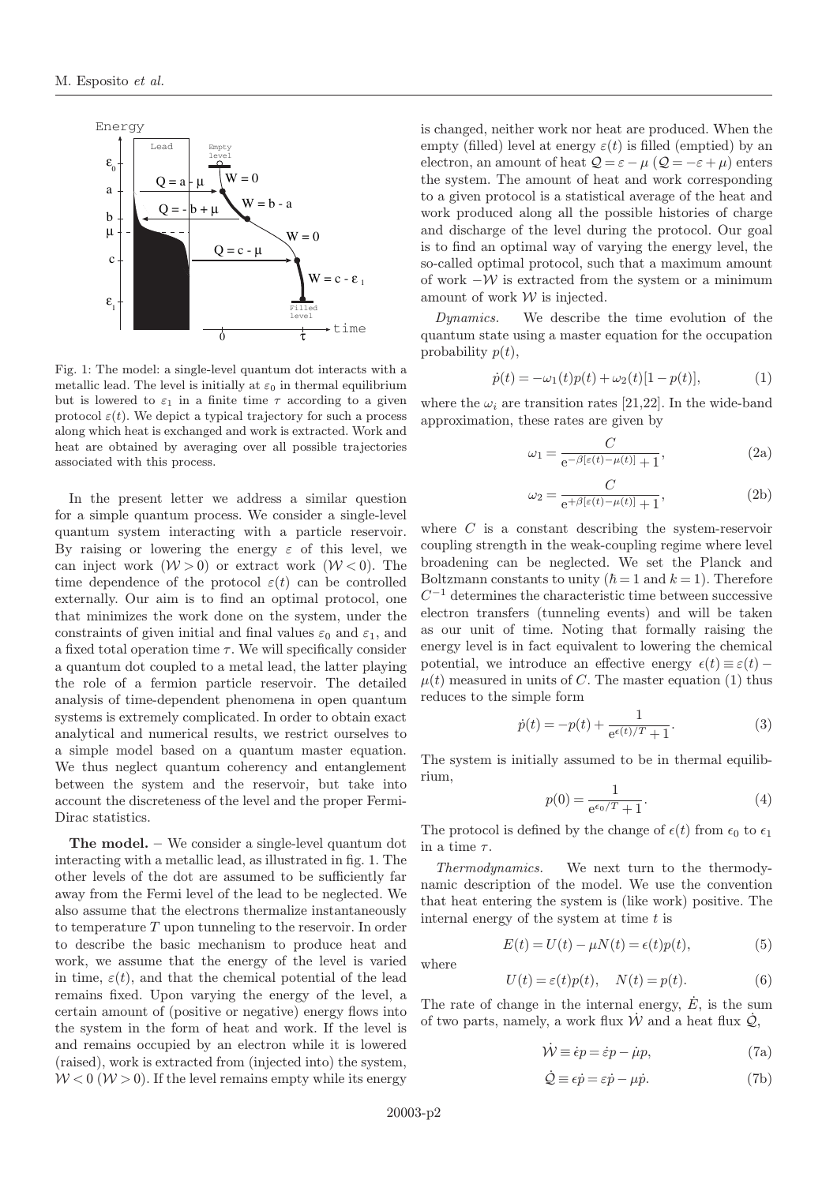Fig. 1: The model: a single-level quantum dot interacts with a metallic lead. The level is initially at $\varepsilon_0$ in thermal equilibrium but is lowered to $\varepsilon_1$ in a finite time $\tau$ according to a given protocol $\varepsilon(t)$. We depict a typical trajectory for such a process along which heat is exchanged and work is extracted. Work and heat are obtained by averaging over all possible trajectories associated with this process.

In the present letter we address a similar question for a simple quantum process. We consider a single-level quantum system interacting with a particle reservoir. By raising or lowering the energy $\varepsilon$ of this level, we can inject work ($\mathcal{W} > 0$) or extract work ($\mathcal{W} < 0$). The time dependence of the protocol $\varepsilon(t)$ can be controlled externally. Our aim is to find an optimal protocol, one that minimizes the work done on the system, under the constraints of given initial and final values $\varepsilon_0$ and $\varepsilon_1$, and a fixed total operation time $\tau$. We will specifically consider a quantum dot coupled to a metal lead, the latter playing the role of a fermion particle reservoir. The detailed analysis of time-dependent phenomena in open quantum systems is extremely complicated. In order to obtain exact analytical and numerical results, we restrict ourselves to a simple model based on a quantum master equation. We thus neglect quantum coherency and entanglement between the system and the reservoir, but take into account the discreteness of the level and the proper Fermi-Dirac statistics.

**The model.** – We consider a single-level quantum dot interacting with a metallic lead, as illustrated in fig. 1. The other levels of the dot are assumed to be sufficiently far away from the Fermi level of the lead to be neglected. We also assume that the electrons thermalize instantaneously to temperature $T$ upon tunneling to the reservoir. In order to describe the basic mechanism to produce heat and work, we assume that the energy of the level is varied in time, $\varepsilon(t)$, and that the chemical potential of the lead remains fixed. Upon varying the energy of the level, a certain amount of (positive or negative) energy flows into the system in the form of heat and work. If the level is and remains occupied by an electron while it is lowered (raised), work is extracted from (injected into) the system, $\mathcal{W} < 0$ ($\mathcal{W} > 0$). If the level remains empty while its energy is changed, neither work nor heat are produced. When the empty (filled) level at energy $\varepsilon(t)$ is filled (emptied) by an electron, an amount of heat $\mathcal{Q} = \varepsilon - \mu$ ($\mathcal{Q} = -\varepsilon + \mu$) enters the system. The amount of heat and work corresponding to a given protocol is a statistical average of the heat and work produced along all the possible histories of charge and discharge of the level during the protocol. Our goal is to find an optimal way of varying the energy level, the so-called optimal protocol, such that a maximum amount of work $-\mathcal{W}$ is extracted from the system or a minimum amount of work $\mathcal{W}$ is injected.

*Dynamics.* We describe the time evolution of the quantum state using a master equation for the occupation probability $p(t)$,

$$\dot{p}(t) = -\omega_1(t)p(t) + \omega_2(t)[1 - p(t)], \tag{1}$$

where the $\omega_i$ are transition rates [21,22]. In the wide-band approximation, these rates are given by

$$\omega_1 = \frac{C}{e^{-\beta[\varepsilon(t)-\mu(t)]} + 1}, \tag{2a}$$

$$\omega_2 = \frac{C}{e^{+\beta[\varepsilon(t)-\mu(t)]} + 1}, \tag{2b}$$

where $C$ is a constant describing the system-reservoir coupling strength in the weak-coupling regime where level broadening can be neglected. We set the Planck and Boltzmann constants to unity ($\hbar = 1$ and $k = 1$). Therefore $C^{-1}$ determines the characteristic time between successive electron transfers (tunneling events) and will be taken as our unit of time. Noting that formally raising the energy level is in fact equivalent to lowering the chemical potential, we introduce an effective energy $\epsilon(t) \equiv \varepsilon(t) - \mu(t)$ measured in units of $C$. The master equation (1) thus reduces to the simple form

$$\dot{p}(t) = -p(t) + \frac{1}{e^{\epsilon(t)/T} + 1}. \tag{3}$$

The system is initially assumed to be in thermal equilibrium,

$$p(0) = \frac{1}{e^{\epsilon_0/T} + 1}. \tag{4}$$

The protocol is defined by the change of $\epsilon(t)$ from $\epsilon_0$ to $\epsilon_1$ in a time $\tau$.

*Thermodynamics.* We next turn to the thermodynamic description of the model. We use the convention that heat entering the system is (like work) positive. The internal energy of the system at time $t$ is

$$E(t) = U(t) - \mu N(t) = \epsilon(t)p(t), \tag{5}$$

where

$$U(t) = \varepsilon(t)p(t), \quad N(t) = p(t). \tag{6}$$

The rate of change in the internal energy, $\dot{E}$, is the sum of two parts, namely, a work flux $\dot{\mathcal{W}}$ and a heat flux $\dot{\mathcal{Q}}$,

$$\dot{\mathcal{W}} \equiv \dot{\epsilon}p = \dot{\varepsilon}p - \dot{\mu}p, \tag{7a}$$

$$\dot{\mathcal{Q}} \equiv \epsilon\dot{p} = \varepsilon\dot{p} - \mu\dot{p}. \tag{7b}$$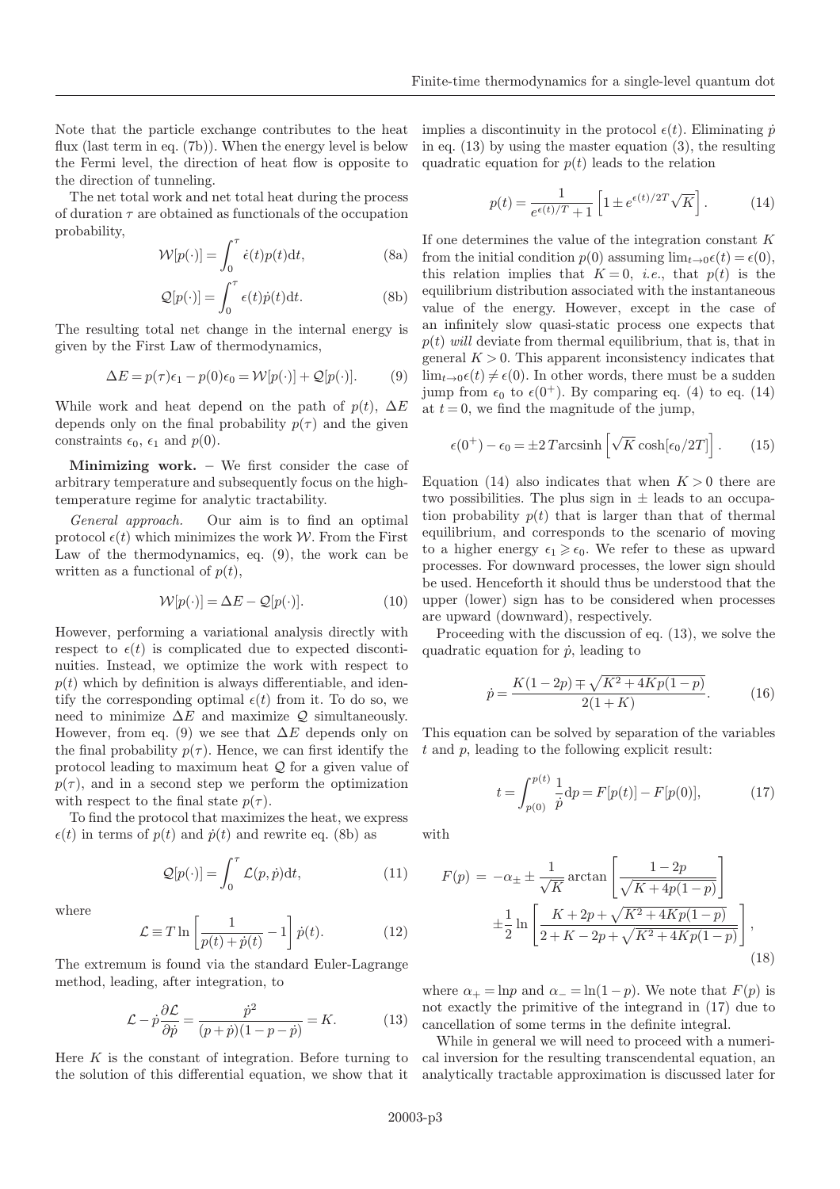Note that the particle exchange contributes to the heat flux (last term in eq. (7b)). When the energy level is below the Fermi level, the direction of heat flow is opposite to the direction of tunneling.

The net total work and net total heat during the process of duration $\tau$ are obtained as functionals of the occupation probability,

$$\mathcal{W}[p(\cdot)] = \int_0^\tau \dot{\epsilon}(t)p(t)\mathrm{d}t, \tag{8a}$$

$$\mathcal{Q}[p(\cdot)] = \int_0^\tau \epsilon(t)\dot{p}(t)\mathrm{d}t. \tag{8b}$$

The resulting total net change in the internal energy is given by the First Law of thermodynamics,

$$\Delta E = p(\tau)\epsilon_1 - p(0)\epsilon_0 = \mathcal{W}[p(\cdot)] + \mathcal{Q}[p(\cdot)]. \tag{9}$$

While work and heat depend on the path of $p(t)$, $\Delta E$ depends only on the final probability $p(\tau)$ and the given constraints $\epsilon_0$, $\epsilon_1$ and $p(0)$.

**Minimizing work.** – We first consider the case of arbitrary temperature and subsequently focus on the high-temperature regime for analytic tractability.

*General approach.* Our aim is to find an optimal protocol $\epsilon(t)$ which minimizes the work $\mathcal{W}$. From the First Law of the thermodynamics, eq. (9), the work can be written as a functional of $p(t)$,

$$\mathcal{W}[p(\cdot)] = \Delta E - \mathcal{Q}[p(\cdot)]. \tag{10}$$

However, performing a variational analysis directly with respect to $\epsilon(t)$ is complicated due to expected discontinuities. Instead, we optimize the work with respect to $p(t)$ which by definition is always differentiable, and identify the corresponding optimal $\epsilon(t)$ from it. To do so, we need to minimize $\Delta E$ and maximize $\mathcal{Q}$ simultaneously. However, from eq. (9) we see that $\Delta E$ depends only on the final probability $p(\tau)$. Hence, we can first identify the protocol leading to maximum heat $\mathcal{Q}$ for a given value of $p(\tau)$, and in a second step we perform the optimization with respect to the final state $p(\tau)$.

To find the protocol that maximizes the heat, we express $\epsilon(t)$ in terms of $p(t)$ and $\dot{p}(t)$ and rewrite eq. (8b) as

$$\mathcal{Q}[p(\cdot)] = \int_0^\tau \mathcal{L}(p, \dot{p})\mathrm{d}t, \tag{11}$$

where

$$\mathcal{L} \equiv T \ln\left[\frac{1}{p(t)+\dot{p}(t)} - 1\right]\dot{p}(t). \tag{12}$$

The extremum is found via the standard Euler-Lagrange method, leading, after integration, to

$$\mathcal{L} - \dot{p}\frac{\partial \mathcal{L}}{\partial \dot{p}} = \frac{\dot{p}^2}{(p+\dot{p})(1-p-\dot{p})} = K. \tag{13}$$

Here $K$ is the constant of integration. Before turning to the solution of this differential equation, we show that it implies a discontinuity in the protocol $\epsilon(t)$. Eliminating $\dot{p}$ in eq. (13) by using the master equation (3), the resulting quadratic equation for $p(t)$ leads to the relation

$$p(t) = \frac{1}{e^{\epsilon(t)/T}+1}\left[1 \pm e^{\epsilon(t)/2T}\sqrt{K}\right]. \tag{14}$$

If one determines the value of the integration constant $K$ from the initial condition $p(0)$ assuming $\lim_{t\to 0}\epsilon(t) = \epsilon(0)$, this relation implies that $K = 0$, *i.e.*, that $p(t)$ is the equilibrium distribution associated with the instantaneous value of the energy. However, except in the case of an infinitely slow quasi-static process one expects that $p(t)$ *will* deviate from thermal equilibrium, that is, that in general $K > 0$. This apparent inconsistency indicates that $\lim_{t\to 0}\epsilon(t) \neq \epsilon(0)$. In other words, there must be a sudden jump from $\epsilon_0$ to $\epsilon(0^+)$. By comparing eq. (4) to eq. (14) at $t = 0$, we find the magnitude of the jump,

$$\epsilon(0^+) - \epsilon_0 = \pm 2\,T\mathrm{arcsinh}\left[\sqrt{K}\cosh[\epsilon_0/2T]\right]. \tag{15}$$

Equation (14) also indicates that when $K > 0$ there are two possibilities. The plus sign in $\pm$ leads to an occupation probability $p(t)$ that is larger than that of thermal equilibrium, and corresponds to the scenario of moving to a higher energy $\epsilon_1 \geqslant \epsilon_0$. We refer to these as upward processes. For downward processes, the lower sign should be used. Henceforth it should thus be understood that the upper (lower) sign has to be considered when processes are upward (downward), respectively.

Proceeding with the discussion of eq. (13), we solve the quadratic equation for $\dot{p}$, leading to

$$\dot{p} = \frac{K(1-2p) \mp \sqrt{K^2 + 4Kp(1-p)}}{2(1+K)}. \tag{16}$$

This equation can be solved by separation of the variables $t$ and $p$, leading to the following explicit result:

$$t = \int_{p(0)}^{p(t)} \frac{1}{\dot{p}}\mathrm{d}p = F[p(t)] - F[p(0)], \tag{17}$$

with

$$F(p) = -\alpha_\pm \pm \frac{1}{\sqrt{K}}\arctan\left[\frac{1-2p}{\sqrt{K+4p(1-p)}}\right] \pm\frac{1}{2}\ln\left[\frac{K+2p+\sqrt{K^2+4Kp(1-p)}}{2+K-2p+\sqrt{K^2+4Kp(1-p)}}\right], \tag{18}$$

where $\alpha_+ = \ln p$ and $\alpha_- = \ln(1-p)$. We note that $F(p)$ is not exactly the primitive of the integrand in (17) due to cancellation of some terms in the definite integral.

While in general we will need to proceed with a numerical inversion for the resulting transcendental equation, an analytically tractable approximation is discussed later for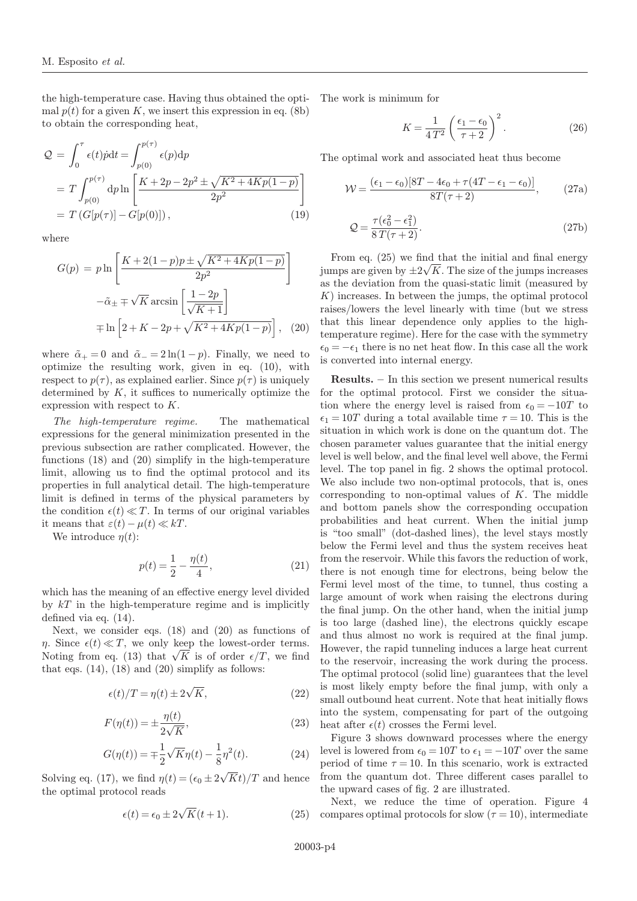the high-temperature case. Having thus obtained the optimal $p(t)$ for a given $K$, we insert this expression in eq. (8b) to obtain the corresponding heat,

$$
\begin{aligned}
\mathcal{Q} &= \int_0^\tau \epsilon(t)\dot{p}\mathrm{d}t = \int_{p(0)}^{p(\tau)} \epsilon(p)\mathrm{d}p \\
&= T\int_{p(0)}^{p(\tau)} \mathrm{d}p \ln\left[\frac{K+2p-2p^2 \pm \sqrt{K^2+4Kp(1-p)}}{2p^2}\right] \\
&= T\left(G[p(\tau)] - G[p(0)]\right),
\end{aligned} \tag{19}
$$

where

$$
\begin{aligned}
G(p) &= p\ln\left[\frac{K+2(1-p)p \pm \sqrt{K^2+4Kp(1-p)}}{2p^2}\right] \\
&\quad -\tilde{\alpha}_\pm \mp \sqrt{K}\arcsin\left[\frac{1-2p}{\sqrt{K+1}}\right] \\
&\quad \mp \ln\left[2+K-2p+\sqrt{K^2+4Kp(1-p)}\right],
\end{aligned} \tag{20}
$$

where $\tilde{\alpha}_+ = 0$ and $\tilde{\alpha}_- = 2\ln(1-p)$. Finally, we need to optimize the resulting work, given in eq. (10), with respect to $p(\tau)$, as explained earlier. Since $p(\tau)$ is uniquely determined by $K$, it suffices to numerically optimize the expression with respect to $K$.

*The high-temperature regime.* The mathematical expressions for the general minimization presented in the previous subsection are rather complicated. However, the functions (18) and (20) simplify in the high-temperature limit, allowing us to find the optimal protocol and its properties in full analytical detail. The high-temperature limit is defined in terms of the physical parameters by the condition $\epsilon(t) \ll T$. In terms of our original variables it means that $\varepsilon(t) - \mu(t) \ll kT$.

We introduce $\eta(t)$:

$$
p(t) = \frac{1}{2} - \frac{\eta(t)}{4}, \tag{21}
$$

which has the meaning of an effective energy level divided by $kT$ in the high-temperature regime and is implicitly defined via eq. (14).

Next, we consider eqs. (18) and (20) as functions of $\eta$. Since $\epsilon(t) \ll T$, we only keep the lowest-order terms. Noting from eq. (13) that $\sqrt{K}$ is of order $\epsilon/T$, we find that eqs. (14), (18) and (20) simplify as follows:

$$
\epsilon(t)/T = \eta(t) \pm 2\sqrt{K}, \tag{22}
$$

$$
F(\eta(t)) = \pm\frac{\eta(t)}{2\sqrt{K}}, \tag{23}
$$

$$
G(\eta(t)) = \mp\frac{1}{2}\sqrt{K}\eta(t) - \frac{1}{8}\eta^2(t). \tag{24}
$$

Solving eq. (17), we find $\eta(t) = (\epsilon_0 \pm 2\sqrt{K}t)/T$ and hence the optimal protocol reads

$$
\epsilon(t) = \epsilon_0 \pm 2\sqrt{K}(t+1). \tag{25}
$$

The work is minimum for

$$
K = \frac{1}{4T^2}\left(\frac{\epsilon_1 - \epsilon_0}{\tau+2}\right)^2. \tag{26}
$$

The optimal work and associated heat thus become

$$
\mathcal{W} = \frac{(\epsilon_1-\epsilon_0)[8T - 4\epsilon_0 + \tau(4T - \epsilon_1 - \epsilon_0)]}{8T(\tau+2)}, \tag{27a}
$$

$$
\mathcal{Q} = \frac{\tau(\epsilon_0^2 - \epsilon_1^2)}{8T(\tau+2)}. \tag{27b}
$$

From eq. (25) we find that the initial and final energy jumps are given by $\pm 2\sqrt{K}$. The size of the jumps increases as the deviation from the quasi-static limit (measured by $K$) increases. In between the jumps, the optimal protocol raises/lowers the level linearly with time (but we stress that this linear dependence only applies to the high-temperature regime). Here for the case with the symmetry $\epsilon_0 = -\epsilon_1$ there is no net heat flow. In this case all the work is converted into internal energy.

**Results.** – In this section we present numerical results for the optimal protocol. First we consider the situation where the energy level is raised from $\epsilon_0 = -10T$ to $\epsilon_1 = 10T$ during a total available time $\tau = 10$. This is the situation in which work is done on the quantum dot. The chosen parameter values guarantee that the initial energy level is well below, and the final level well above, the Fermi level. The top panel in fig. 2 shows the optimal protocol. We also include two non-optimal protocols, that is, ones corresponding to non-optimal values of $K$. The middle and bottom panels show the corresponding occupation probabilities and heat current. When the initial jump is "too small" (dot-dashed lines), the level stays mostly below the Fermi level and thus the system receives heat from the reservoir. While this favors the reduction of work, there is not enough time for electrons, being below the Fermi level most of the time, to tunnel, thus costing a large amount of work when raising the electrons during the final jump. On the other hand, when the initial jump is too large (dashed line), the electrons quickly escape and thus almost no work is required at the final jump. However, the rapid tunneling induces a large heat current to the reservoir, increasing the work during the process. The optimal protocol (solid line) guarantees that the level is most likely empty before the final jump, with only a small outbound heat current. Note that heat initially flows into the system, compensating for part of the outgoing heat after $\epsilon(t)$ crosses the Fermi level.

Figure 3 shows downward processes where the energy level is lowered from $\epsilon_0 = 10T$ to $\epsilon_1 = -10T$ over the same period of time $\tau = 10$. In this scenario, work is extracted from the quantum dot. Three different cases parallel to the upward cases of fig. 2 are illustrated.

Next, we reduce the time of operation. Figure 4 compares optimal protocols for slow ($\tau = 10$), intermediate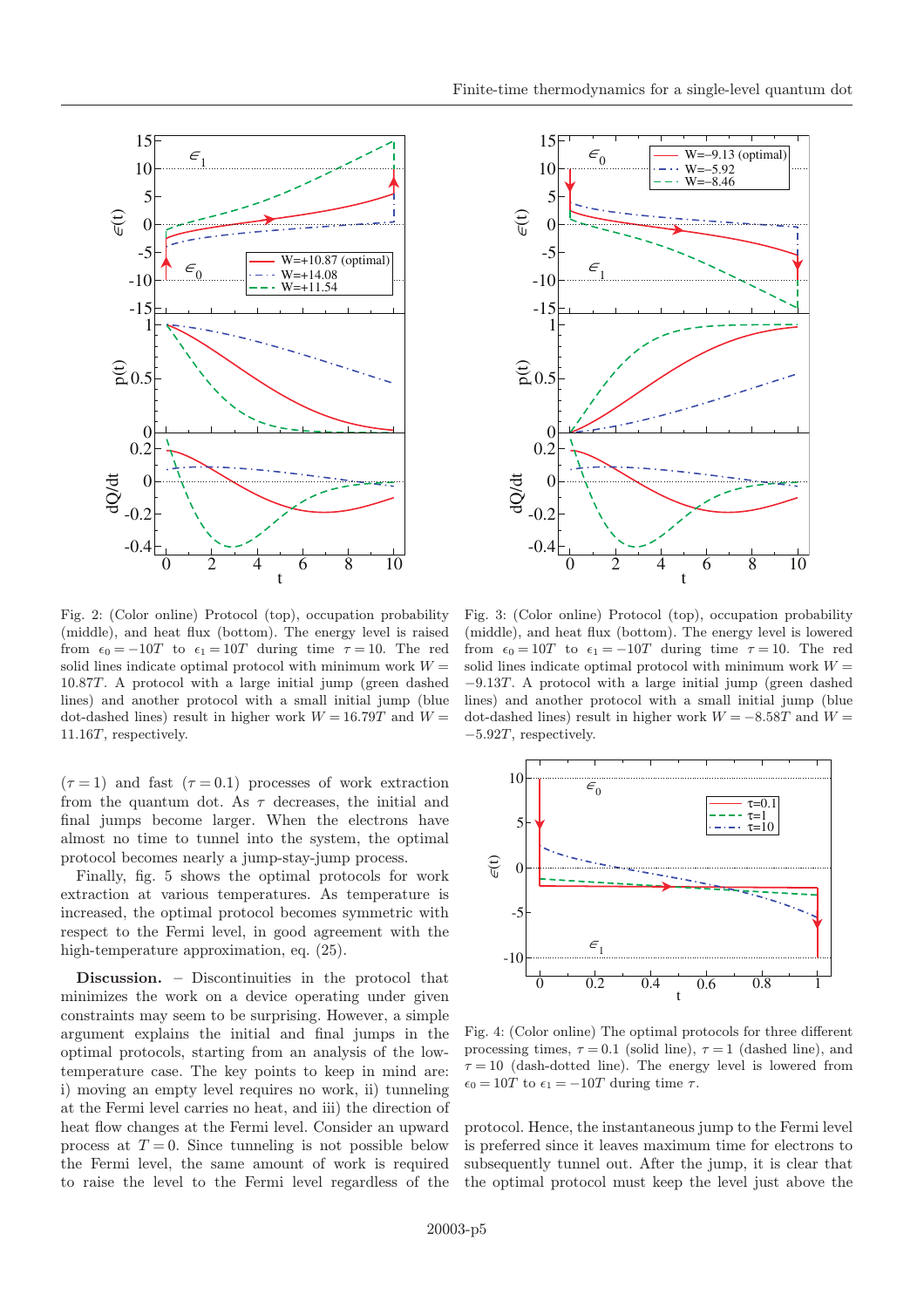Fig. 2: (Color online) Protocol (top), occupation probability (middle), and heat flux (bottom). The energy level is raised from $\epsilon_0 = -10T$ to $\epsilon_1 = 10T$ during time $\tau = 10$. The red solid lines indicate optimal protocol with minimum work $W = 10.87T$. A protocol with a large initial jump (green dashed lines) and another protocol with a small initial jump (blue dot-dashed lines) result in higher work $W = 16.79T$ and $W = 11.16T$, respectively.

Fig. 3: (Color online) Protocol (top), occupation probability (middle), and heat flux (bottom). The energy level is lowered from $\epsilon_0 = 10T$ to $\epsilon_1 = -10T$ during time $\tau = 10$. The red solid lines indicate optimal protocol with minimum work $W = -9.13T$. A protocol with a large initial jump (green dashed lines) and another protocol with a small initial jump (blue dot-dashed lines) result in higher work $W = -8.58T$ and $W = -5.92T$, respectively.

($\tau = 1$) and fast ($\tau = 0.1$) processes of work extraction from the quantum dot. As $\tau$ decreases, the initial and final jumps become larger. When the electrons have almost no time to tunnel into the system, the optimal protocol becomes nearly a jump-stay-jump process.

Finally, fig. 5 shows the optimal protocols for work extraction at various temperatures. As temperature is increased, the optimal protocol becomes symmetric with respect to the Fermi level, in good agreement with the high-temperature approximation, eq. (25).

**Discussion.** – Discontinuities in the protocol that minimizes the work on a device operating under given constraints may seem to be surprising. However, a simple argument explains the initial and final jumps in the optimal protocols, starting from an analysis of the low-temperature case. The key points to keep in mind are: i) moving an empty level requires no work, ii) tunneling at the Fermi level carries no heat, and iii) the direction of heat flow changes at the Fermi level. Consider an upward process at $T = 0$. Since tunneling is not possible below the Fermi level, the same amount of work is required to raise the level to the Fermi level regardless of the protocol. Hence, the instantaneous jump to the Fermi level is preferred since it leaves maximum time for electrons to subsequently tunnel out. After the jump, it is clear that the optimal protocol must keep the level just above the

Fig. 4: (Color online) The optimal protocols for three different processing times, $\tau = 0.1$ (solid line), $\tau = 1$ (dashed line), and $\tau = 10$ (dash-dotted line). The energy level is lowered from $\epsilon_0 = 10T$ to $\epsilon_1 = -10T$ during time $\tau$.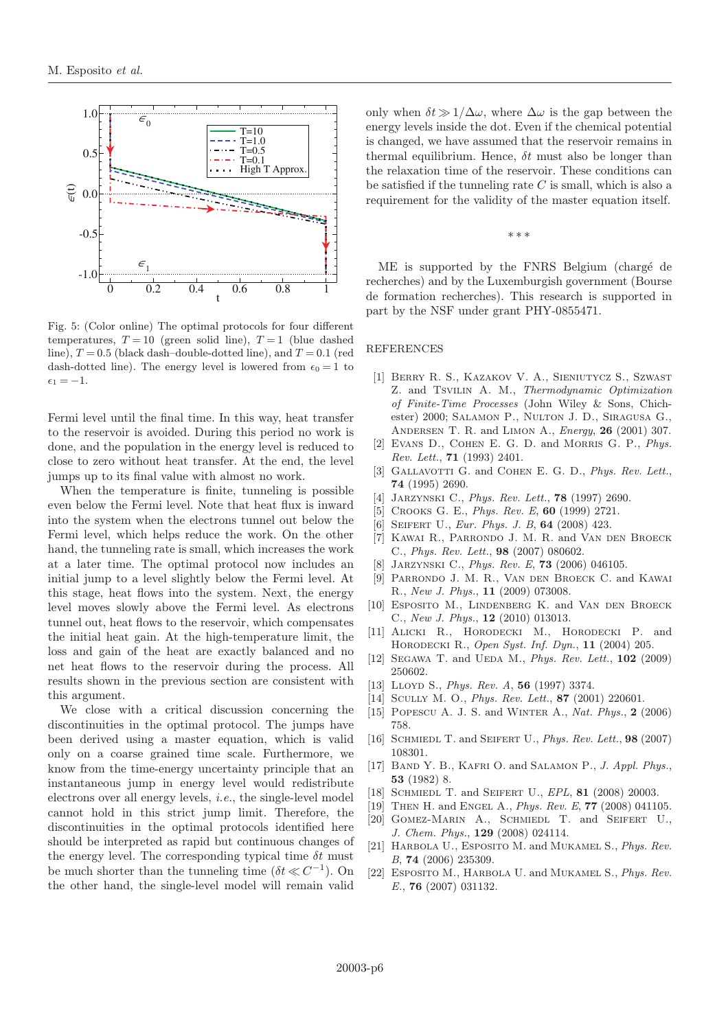$\epsilon_0$

$\epsilon_1$

$\epsilon(t)$

t

1.0
0.5
0.0
-0.5
-1.0

0
0.2
0.4
0.6
0.8
1

T=10
T=1.0
T=0.5
T=0.1
High T Approx.

Fig. 5: (Color online) The optimal protocols for four different temperatures, $T = 10$ (green solid line), $T = 1$ (blue dashed line), $T = 0.5$ (black dash–double-dotted line), and $T = 0.1$ (red dash-dotted line). The energy level is lowered from $\epsilon_0 = 1$ to $\epsilon_1 = -1$.

Fermi level until the final time. In this way, heat transfer to the reservoir is avoided. During this period no work is done, and the population in the energy level is reduced to close to zero without heat transfer. At the end, the level jumps up to its final value with almost no work.

When the temperature is finite, tunneling is possible even below the Fermi level. Note that heat flux is inward into the system when the electrons tunnel out below the Fermi level, which helps reduce the work. On the other hand, the tunneling rate is small, which increases the work at a later time. The optimal protocol now includes an initial jump to a level slightly below the Fermi level. At this stage, heat flows into the system. Next, the energy level moves slowly above the Fermi level. As electrons tunnel out, heat flows to the reservoir, which compensates the initial heat gain. At the high-temperature limit, the loss and gain of the heat are exactly balanced and no net heat flows to the reservoir during the process. All results shown in the previous section are consistent with this argument.

We close with a critical discussion concerning the discontinuities in the optimal protocol. The jumps have been derived using a master equation, which is valid only on a coarse grained time scale. Furthermore, we know from the time-energy uncertainty principle that an instantaneous jump in energy level would redistribute electrons over all energy levels, *i.e.*, the single-level model cannot hold in this strict jump limit. Therefore, the discontinuities in the optimal protocols identified here should be interpreted as rapid but continuous changes of the energy level. The corresponding typical time $\delta t$ must be much shorter than the tunneling time ($\delta t \ll C^{-1}$). On the other hand, the single-level model will remain valid only when $\delta t \gg 1/\Delta\omega$, where $\Delta\omega$ is the gap between the energy levels inside the dot. Even if the chemical potential is changed, we have assumed that the reservoir remains in thermal equilibrium. Hence, $\delta t$ must also be longer than the relaxation time of the reservoir. These conditions can be satisfied if the tunneling rate $C$ is small, which is also a requirement for the validity of the master equation itself.

\* \* \*

ME is supported by the FNRS Belgium (chargé de recherches) and by the Luxemburgish government (Bourse de formation recherches). This research is supported in part by the NSF under grant PHY-0855471.

## REFERENCES

[1] Berry R. S., Kazakov V. A., Sieniutycz S., Szwast Z. and Tsvilin A. M., *Thermodynamic Optimization of Finite-Time Processes* (John Wiley & Sons, Chichester) 2000; Salamon P., Nulton J. D., Siragusa G., Andersen T. R. and Limon A., *Energy*, **26** (2001) 307.

[2] Evans D., Cohen E. G. D. and Morris G. P., *Phys. Rev. Lett.*, **71** (1993) 2401.

[3] Gallavotti G. and Cohen E. G. D., *Phys. Rev. Lett.*, **74** (1995) 2690.

[4] Jarzynski C., *Phys. Rev. Lett.*, **78** (1997) 2690.

[5] Crooks G. E., *Phys. Rev. E*, **60** (1999) 2721.

[6] Seifert U., *Eur. Phys. J. B*, **64** (2008) 423.

[7] Kawai R., Parrondo J. M. R. and Van den Broeck C., *Phys. Rev. Lett.*, **98** (2007) 080602.

[8] Jarzynski C., *Phys. Rev. E*, **73** (2006) 046105.

[9] Parrondo J. M. R., Van den Broeck C. and Kawai R., *New J. Phys.*, **11** (2009) 073008.

[10] Esposito M., Lindenberg K. and Van den Broeck C., *New J. Phys.*, **12** (2010) 013013.

[11] Alicki R., Horodecki M., Horodecki P. and Horodecki R., *Open Syst. Inf. Dyn.*, **11** (2004) 205.

[12] Segawa T. and Ueda M., *Phys. Rev. Lett.*, **102** (2009) 250602.

[13] Lloyd S., *Phys. Rev. A*, **56** (1997) 3374.

[14] Scully M. O., *Phys. Rev. Lett.*, **87** (2001) 220601.

[15] Popescu A. J. S. and Winter A., *Nat. Phys.*, **2** (2006) 758.

[16] Schmiedl T. and Seifert U., *Phys. Rev. Lett.*, **98** (2007) 108301.

[17] Band Y. B., Kafri O. and Salamon P., *J. Appl. Phys.*, **53** (1982) 8.

[18] Schmiedl T. and Seifert U., *EPL*, **81** (2008) 20003.

[19] Then H. and Engel A., *Phys. Rev. E*, **77** (2008) 041105.

[20] Gomez-Marin A., Schmiedl T. and Seifert U., *J. Chem. Phys.*, **129** (2008) 024114.

[21] Harbola U., Esposito M. and Mukamel S., *Phys. Rev. B*, **74** (2006) 235309.

[22] Esposito M., Harbola U. and Mukamel S., *Phys. Rev. E.*, **76** (2007) 031132.